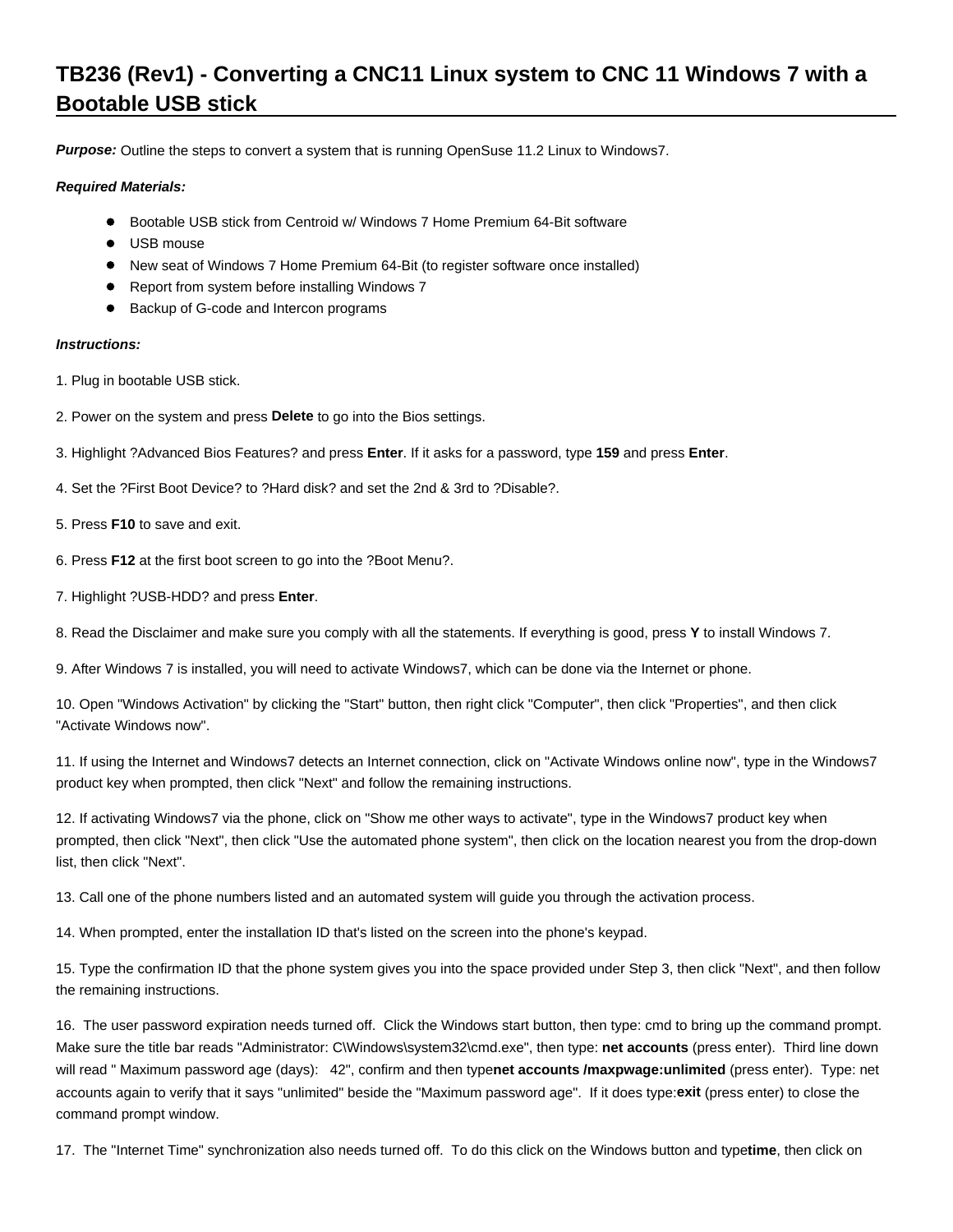# TB236 (Rev1) - Converting a CNC11 Linux system to CNC 11 Windows 7 with a Bootable USB stick

***Purpose:*** Outline the steps to convert a system that is running OpenSuse 11.2 Linux to Windows7.

***Required Materials:***

- Bootable USB stick from Centroid w/ Windows 7 Home Premium 64-Bit software
- USB mouse
- New seat of Windows 7 Home Premium 64-Bit (to register software once installed)
- Report from system before installing Windows 7
- Backup of G-code and Intercon programs

***Instructions:***

1. Plug in bootable USB stick.

2. Power on the system and press **Delete** to go into the Bios settings.

3. Highlight ?Advanced Bios Features? and press **Enter**. If it asks for a password, type **159** and press **Enter**.

4. Set the ?First Boot Device? to ?Hard disk? and set the 2nd & 3rd to ?Disable?.

5. Press **F10** to save and exit.

6. Press **F12** at the first boot screen to go into the ?Boot Menu?.

7. Highlight ?USB-HDD? and press **Enter**.

8. Read the Disclaimer and make sure you comply with all the statements. If everything is good, press **Y** to install Windows 7.

9. After Windows 7 is installed, you will need to activate Windows7, which can be done via the Internet or phone.

10. Open "Windows Activation" by clicking the "Start" button, then right click "Computer", then click "Properties", and then click "Activate Windows now".

11. If using the Internet and Windows7 detects an Internet connection, click on "Activate Windows online now", type in the Windows7 product key when prompted, then click "Next" and follow the remaining instructions.

12. If activating Windows7 via the phone, click on "Show me other ways to activate", type in the Windows7 product key when prompted, then click "Next", then click "Use the automated phone system", then click on the location nearest you from the drop-down list, then click "Next".

13. Call one of the phone numbers listed and an automated system will guide you through the activation process.

14. When prompted, enter the installation ID that's listed on the screen into the phone's keypad.

15. Type the confirmation ID that the phone system gives you into the space provided under Step 3, then click "Next", and then follow the remaining instructions.

16. The user password expiration needs turned off. Click the Windows start button, then type: cmd to bring up the command prompt. Make sure the title bar reads "Administrator: C\Windows\system32\cmd.exe", then type: **net accounts** (press enter). Third line down will read " Maximum password age (days): 42", confirm and then type**net accounts /maxpwage:unlimited** (press enter). Type: net accounts again to verify that it says "unlimited" beside the "Maximum password age". If it does type:**exit** (press enter) to close the command prompt window.

17. The "Internet Time" synchronization also needs turned off. To do this click on the Windows button and type**time**, then click on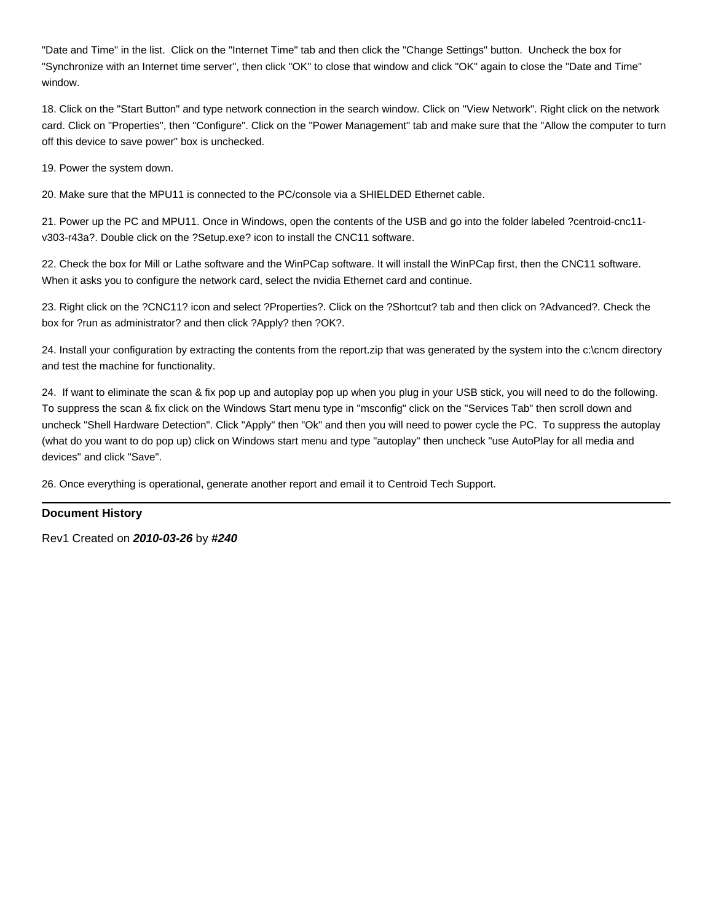"Date and Time" in the list. Click on the "Internet Time" tab and then click the "Change Settings" button. Uncheck the box for "Synchronize with an Internet time server", then click "OK" to close that window and click "OK" again to close the "Date and Time" window.

18. Click on the "Start Button" and type network connection in the search window. Click on "View Network". Right click on the network card. Click on "Properties", then "Configure". Click on the "Power Management" tab and make sure that the "Allow the computer to turn off this device to save power" box is unchecked.

19. Power the system down.

20. Make sure that the MPU11 is connected to the PC/console via a SHIELDED Ethernet cable.

21. Power up the PC and MPU11. Once in Windows, open the contents of the USB and go into the folder labeled ?centroid-cnc11-v303-r43a?. Double click on the ?Setup.exe? icon to install the CNC11 software.

22. Check the box for Mill or Lathe software and the WinPCap software. It will install the WinPCap first, then the CNC11 software. When it asks you to configure the network card, select the nvidia Ethernet card and continue.

23. Right click on the ?CNC11? icon and select ?Properties?. Click on the ?Shortcut? tab and then click on ?Advanced?. Check the box for ?run as administrator? and then click ?Apply? then ?OK?.

24. Install your configuration by extracting the contents from the report.zip that was generated by the system into the c:\cncm directory and test the machine for functionality.

24. If want to eliminate the scan & fix pop up and autoplay pop up when you plug in your USB stick, you will need to do the following. To suppress the scan & fix click on the Windows Start menu type in "msconfig" click on the "Services Tab" then scroll down and uncheck "Shell Hardware Detection". Click "Apply" then "Ok" and then you will need to power cycle the PC. To suppress the autoplay (what do you want to do pop up) click on Windows start menu and type "autoplay" then uncheck "use AutoPlay for all media and devices" and click "Save".

26. Once everything is operational, generate another report and email it to Centroid Tech Support.

---

**Document History**

Rev1 Created on ***2010-03-26*** by ***#240***